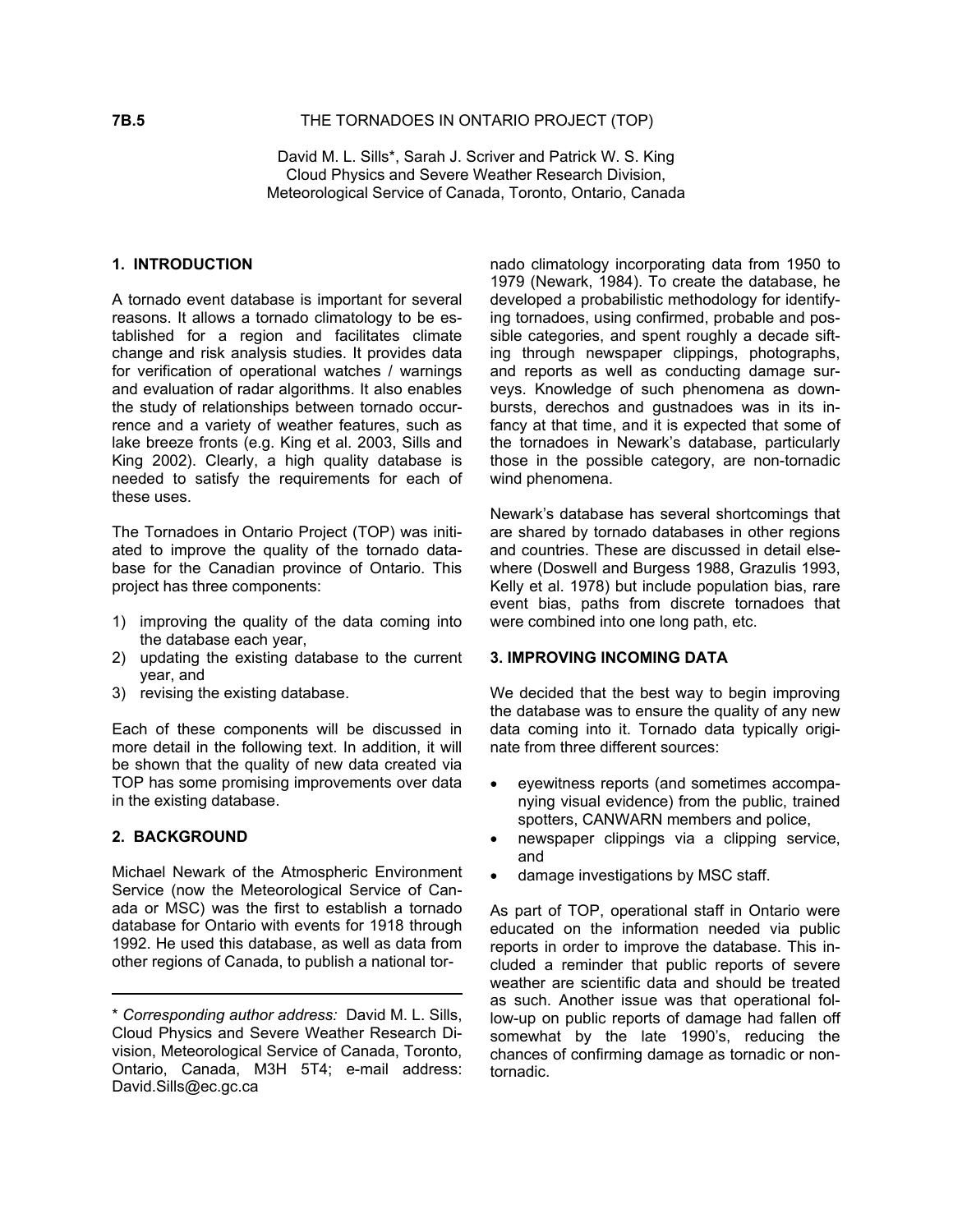**7B.5**

# THE TORNADOES IN ONTARIO PROJECT (TOP)

David M. L. Sills*, Sarah J. Scriver and Patrick W. S. King
Cloud Physics and Severe Weather Research Division,
Meteorological Service of Canada, Toronto, Ontario, Canada

## 1. INTRODUCTION

A tornado event database is important for several reasons. It allows a tornado climatology to be established for a region and facilitates climate change and risk analysis studies. It provides data for verification of operational watches / warnings and evaluation of radar algorithms. It also enables the study of relationships between tornado occurrence and a variety of weather features, such as lake breeze fronts (e.g. King et al. 2003, Sills and King 2002). Clearly, a high quality database is needed to satisfy the requirements for each of these uses.

The Tornadoes in Ontario Project (TOP) was initiated to improve the quality of the tornado database for the Canadian province of Ontario. This project has three components:

1) improving the quality of the data coming into the database each year,
2) updating the existing database to the current year, and
3) revising the existing database.

Each of these components will be discussed in more detail in the following text. In addition, it will be shown that the quality of new data created via TOP has some promising improvements over data in the existing database.

## 2. BACKGROUND

Michael Newark of the Atmospheric Environment Service (now the Meteorological Service of Canada or MSC) was the first to establish a tornado database for Ontario with events for 1918 through 1992. He used this database, as well as data from other regions of Canada, to publish a national tornado climatology incorporating data from 1950 to 1979 (Newark, 1984). To create the database, he developed a probabilistic methodology for identifying tornadoes, using confirmed, probable and possible categories, and spent roughly a decade sifting through newspaper clippings, photographs, and reports as well as conducting damage surveys. Knowledge of such phenomena as downbursts, derechos and gustnadoes was in its infancy at that time, and it is expected that some of the tornadoes in Newark's database, particularly those in the possible category, are non-tornadic wind phenomena.

Newark's database has several shortcomings that are shared by tornado databases in other regions and countries. These are discussed in detail elsewhere (Doswell and Burgess 1988, Grazulis 1993, Kelly et al. 1978) but include population bias, rare event bias, paths from discrete tornadoes that were combined into one long path, etc.

## 3. IMPROVING INCOMING DATA

We decided that the best way to begin improving the database was to ensure the quality of any new data coming into it. Tornado data typically originate from three different sources:

- eyewitness reports (and sometimes accompanying visual evidence) from the public, trained spotters, CANWARN members and police,
- newspaper clippings via a clipping service, and
- damage investigations by MSC staff.

As part of TOP, operational staff in Ontario were educated on the information needed via public reports in order to improve the database. This included a reminder that public reports of severe weather are scientific data and should be treated as such. Another issue was that operational follow-up on public reports of damage had fallen off somewhat by the late 1990's, reducing the chances of confirming damage as tornadic or non-tornadic.

---

* *Corresponding author address:* David M. L. Sills, Cloud Physics and Severe Weather Research Division, Meteorological Service of Canada, Toronto, Ontario, Canada, M3H 5T4; e-mail address: David.Sills@ec.gc.ca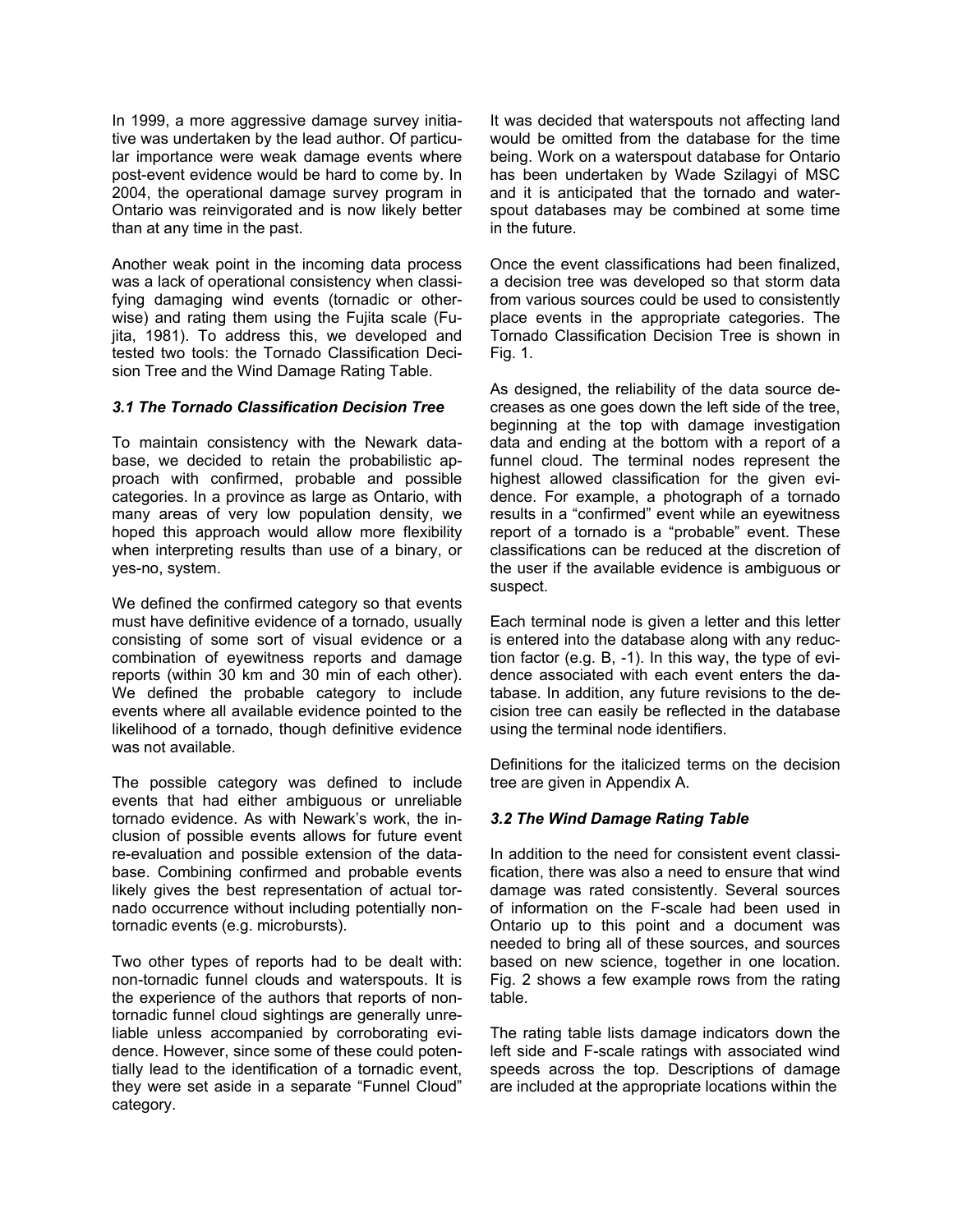In 1999, a more aggressive damage survey initiative was undertaken by the lead author. Of particular importance were weak damage events where post-event evidence would be hard to come by. In 2004, the operational damage survey program in Ontario was reinvigorated and is now likely better than at any time in the past.

Another weak point in the incoming data process was a lack of operational consistency when classifying damaging wind events (tornadic or otherwise) and rating them using the Fujita scale (Fujita, 1981). To address this, we developed and tested two tools: the Tornado Classification Decision Tree and the Wind Damage Rating Table.

### *3.1 The Tornado Classification Decision Tree*

To maintain consistency with the Newark database, we decided to retain the probabilistic approach with confirmed, probable and possible categories. In a province as large as Ontario, with many areas of very low population density, we hoped this approach would allow more flexibility when interpreting results than use of a binary, or yes-no, system.

We defined the confirmed category so that events must have definitive evidence of a tornado, usually consisting of some sort of visual evidence or a combination of eyewitness reports and damage reports (within 30 km and 30 min of each other). We defined the probable category to include events where all available evidence pointed to the likelihood of a tornado, though definitive evidence was not available.

The possible category was defined to include events that had either ambiguous or unreliable tornado evidence. As with Newark's work, the inclusion of possible events allows for future event re-evaluation and possible extension of the database. Combining confirmed and probable events likely gives the best representation of actual tornado occurrence without including potentially non-tornadic events (e.g. microbursts).

Two other types of reports had to be dealt with: non-tornadic funnel clouds and waterspouts. It is the experience of the authors that reports of non-tornadic funnel cloud sightings are generally unreliable unless accompanied by corroborating evidence. However, since some of these could potentially lead to the identification of a tornadic event, they were set aside in a separate "Funnel Cloud" category.

It was decided that waterspouts not affecting land would be omitted from the database for the time being. Work on a waterspout database for Ontario has been undertaken by Wade Szilagyi of MSC and it is anticipated that the tornado and waterspout databases may be combined at some time in the future.

Once the event classifications had been finalized, a decision tree was developed so that storm data from various sources could be used to consistently place events in the appropriate categories. The Tornado Classification Decision Tree is shown in Fig. 1.

As designed, the reliability of the data source decreases as one goes down the left side of the tree, beginning at the top with damage investigation data and ending at the bottom with a report of a funnel cloud. The terminal nodes represent the highest allowed classification for the given evidence. For example, a photograph of a tornado results in a "confirmed" event while an eyewitness report of a tornado is a "probable" event. These classifications can be reduced at the discretion of the user if the available evidence is ambiguous or suspect.

Each terminal node is given a letter and this letter is entered into the database along with any reduction factor (e.g. B, -1). In this way, the type of evidence associated with each event enters the database. In addition, any future revisions to the decision tree can easily be reflected in the database using the terminal node identifiers.

Definitions for the italicized terms on the decision tree are given in Appendix A.

### *3.2 The Wind Damage Rating Table*

In addition to the need for consistent event classification, there was also a need to ensure that wind damage was rated consistently. Several sources of information on the F-scale had been used in Ontario up to this point and a document was needed to bring all of these sources, and sources based on new science, together in one location. Fig. 2 shows a few example rows from the rating table.

The rating table lists damage indicators down the left side and F-scale ratings with associated wind speeds across the top. Descriptions of damage are included at the appropriate locations within the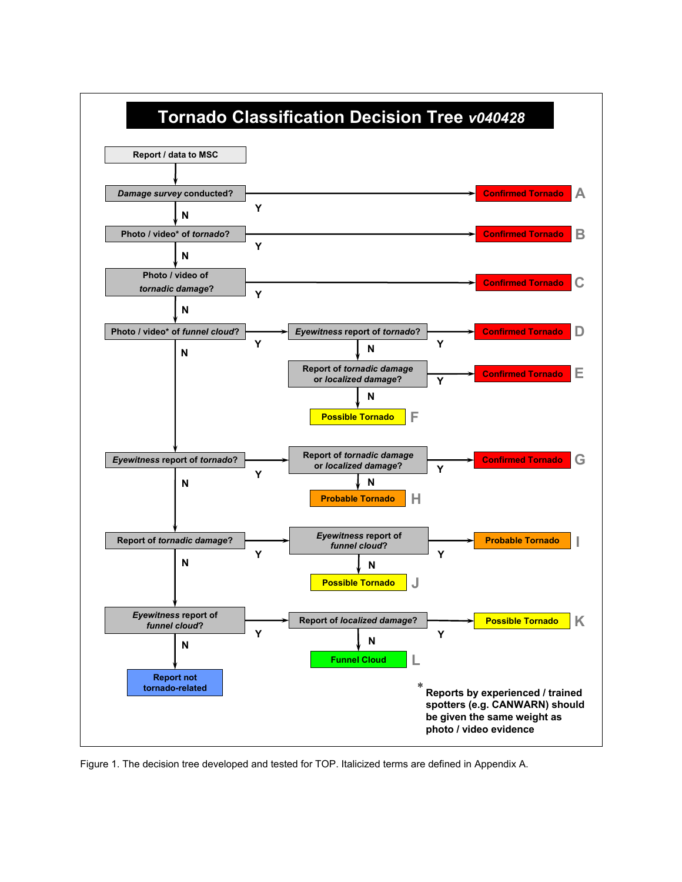# Tornado Classification Decision Tree *v040428*

**Report / data to MSC**

1. ***Damage survey* conducted?**
   - Y → **Confirmed Tornado** (A)
   - N → next question
2. **Photo / video* of *tornado*?**
   - Y → **Confirmed Tornado** (B)
   - N → next question
3. **Photo / video of *tornadic damage*?**
   - Y → **Confirmed Tornado** (C)
   - N → next question
4. **Photo / video* of *funnel cloud*?**
   - Y → ***Eyewitness* report of *tornado*?**
     - Y → **Confirmed Tornado** (D)
     - N → **Report of *tornadic damage* or *localized damage*?**
       - Y → **Confirmed Tornado** (E)
       - N → **Possible Tornado** (F)
   - N → next question
5. ***Eyewitness* report of *tornado*?**
   - Y → **Report of *tornadic damage* or *localized damage*?**
     - Y → **Confirmed Tornado** (G)
     - N → **Probable Tornado** (H)
   - N → next question
6. **Report of *tornadic damage*?**
   - Y → ***Eyewitness* report of *funnel cloud*?**
     - Y → **Probable Tornado** (I)
     - N → **Possible Tornado** (J)
   - N → next question
7. ***Eyewitness* report of *funnel cloud*?**
   - Y → **Report of *localized damage*?**
     - Y → **Possible Tornado** (K)
     - N → **Funnel Cloud** (L)
   - N → **Report not tornado-related**

\* Reports by experienced / trained spotters (e.g. CANWARN) should be given the same weight as photo / video evidence

Figure 1. The decision tree developed and tested for TOP. Italicized terms are defined in Appendix A.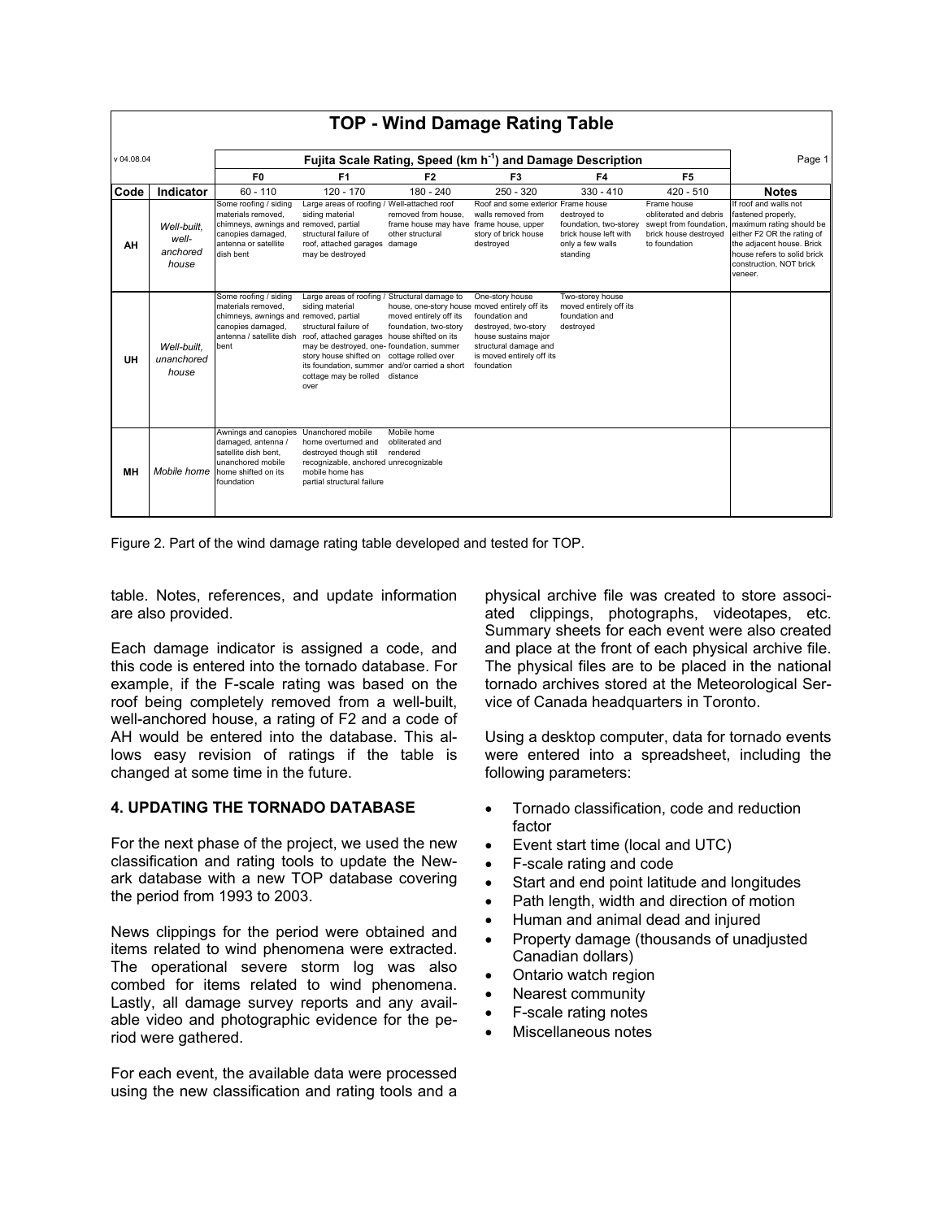**TOP - Wind Damage Rating Table**

| v 04.08.04 | | Fujita Scale Rating, Speed (km h$^{-1}$) and Damage Description | | | | | | Page 1 |
|---|---|---|---|---|---|---|---|---|
| | | F0 | F1 | F2 | F3 | F4 | F5 | |
| **Code** | **Indicator** | 60 - 110 | 120 - 170 | 180 - 240 | 250 - 320 | 330 - 410 | 420 - 510 | **Notes** |
| **AH** | *Well-built, well-anchored house* | Some roofing / siding materials removed, chimneys, awnings and canopies damaged, antenna or satellite dish bent | Large areas of roofing / siding material removed, partial structural failure of roof, attached garages may be destroyed | Well-attached roof removed from house, frame house may have other structural damage | Roof and some exterior walls removed from frame house, upper story of brick house destroyed | Frame house destroyed to foundation, two-storey brick house left with only a few walls standing | Frame house obliterated and debris swept from foundation, brick house destroyed to foundation | If roof and walls not fastened properly, maximum rating should be either F2 OR the rating of the adjacent house. Brick house refers to solid brick construction, NOT brick veneer. |
| **UH** | *Well-built, unanchored house* | Some roofing / siding materials removed, chimneys, awnings and canopies damaged, antenna / satellite dish bent | Large areas of roofing / siding material removed, partial structural failure of roof, attached garages may be destroyed, one-story house shifted on its foundation, summer cottage may be rolled over | Structural damage to house, one-story house moved entirely off its foundation, two-story house shifted on its foundation, summer cottage rolled over and/or carried a short distance | One-story house moved entirely off its foundation and destroyed, two-story house sustains major structural damage and is moved entirely off its foundation | Two-storey house moved entirely off its foundation and destroyed | | |
| **MH** | *Mobile home* | Awnings and canopies damaged, antenna / satellite dish bent, unanchored mobile home shifted on its foundation | Unanchored mobile home overturned and destroyed though still recognizable, anchored mobile home has partial structural failure | Mobile home obliterated and rendered unrecognizable | | | | |

Figure 2. Part of the wind damage rating table developed and tested for TOP.

table. Notes, references, and update information are also provided.

Each damage indicator is assigned a code, and this code is entered into the tornado database. For example, if the F-scale rating was based on the roof being completely removed from a well-built, well-anchored house, a rating of F2 and a code of AH would be entered into the database. This allows easy revision of ratings if the table is changed at some time in the future.

## 4. UPDATING THE TORNADO DATABASE

For the next phase of the project, we used the new classification and rating tools to update the Newark database with a new TOP database covering the period from 1993 to 2003.

News clippings for the period were obtained and items related to wind phenomena were extracted. The operational severe storm log was also combed for items related to wind phenomena. Lastly, all damage survey reports and any available video and photographic evidence for the period were gathered.

For each event, the available data were processed using the new classification and rating tools and a physical archive file was created to store associated clippings, photographs, videotapes, etc. Summary sheets for each event were also created and place at the front of each physical archive file. The physical files are to be placed in the national tornado archives stored at the Meteorological Service of Canada headquarters in Toronto.

Using a desktop computer, data for tornado events were entered into a spreadsheet, including the following parameters:

- Tornado classification, code and reduction factor
- Event start time (local and UTC)
- F-scale rating and code
- Start and end point latitude and longitudes
- Path length, width and direction of motion
- Human and animal dead and injured
- Property damage (thousands of unadjusted Canadian dollars)
- Ontario watch region
- Nearest community
- F-scale rating notes
- Miscellaneous notes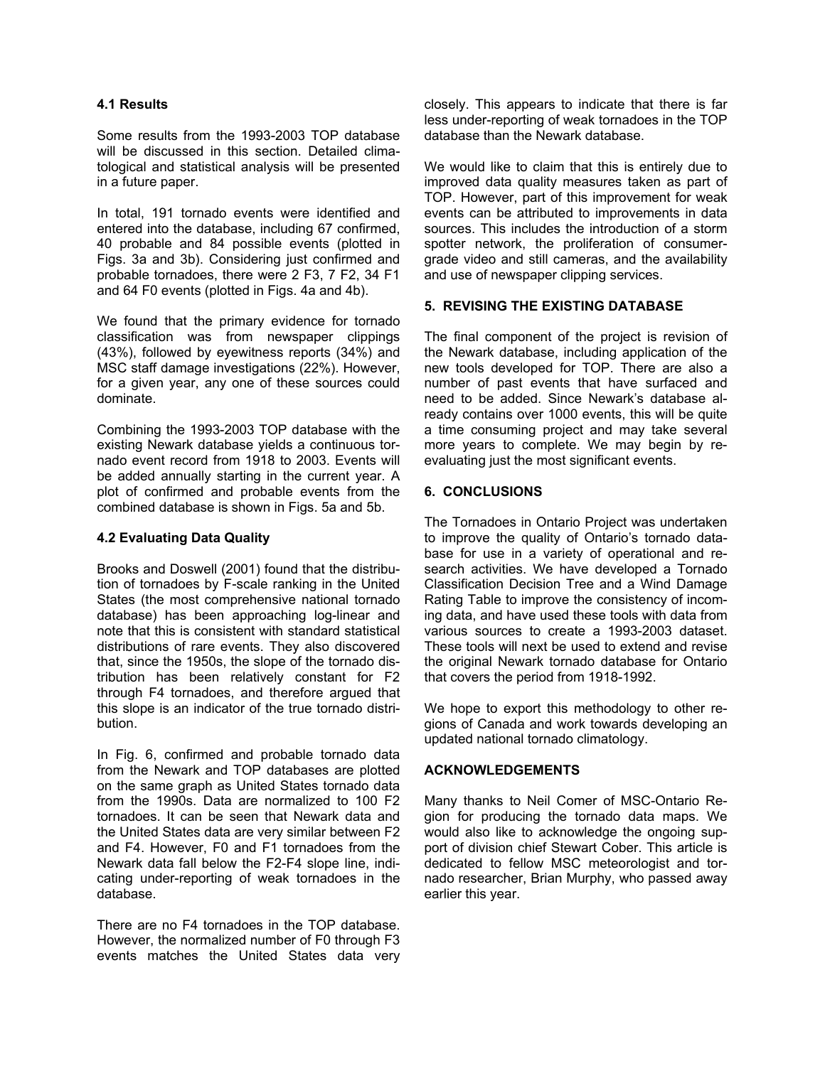### 4.1 Results

Some results from the 1993-2003 TOP database will be discussed in this section. Detailed climatological and statistical analysis will be presented in a future paper.

In total, 191 tornado events were identified and entered into the database, including 67 confirmed, 40 probable and 84 possible events (plotted in Figs. 3a and 3b). Considering just confirmed and probable tornadoes, there were 2 F3, 7 F2, 34 F1 and 64 F0 events (plotted in Figs. 4a and 4b).

We found that the primary evidence for tornado classification was from newspaper clippings (43%), followed by eyewitness reports (34%) and MSC staff damage investigations (22%). However, for a given year, any one of these sources could dominate.

Combining the 1993-2003 TOP database with the existing Newark database yields a continuous tornado event record from 1918 to 2003. Events will be added annually starting in the current year. A plot of confirmed and probable events from the combined database is shown in Figs. 5a and 5b.

### 4.2 Evaluating Data Quality

Brooks and Doswell (2001) found that the distribution of tornadoes by F-scale ranking in the United States (the most comprehensive national tornado database) has been approaching log-linear and note that this is consistent with standard statistical distributions of rare events. They also discovered that, since the 1950s, the slope of the tornado distribution has been relatively constant for F2 through F4 tornadoes, and therefore argued that this slope is an indicator of the true tornado distribution.

In Fig. 6, confirmed and probable tornado data from the Newark and TOP databases are plotted on the same graph as United States tornado data from the 1990s. Data are normalized to 100 F2 tornadoes. It can be seen that Newark data and the United States data are very similar between F2 and F4. However, F0 and F1 tornadoes from the Newark data fall below the F2-F4 slope line, indicating under-reporting of weak tornadoes in the database.

There are no F4 tornadoes in the TOP database. However, the normalized number of F0 through F3 events matches the United States data very closely. This appears to indicate that there is far less under-reporting of weak tornadoes in the TOP database than the Newark database.

We would like to claim that this is entirely due to improved data quality measures taken as part of TOP. However, part of this improvement for weak events can be attributed to improvements in data sources. This includes the introduction of a storm spotter network, the proliferation of consumer-grade video and still cameras, and the availability and use of newspaper clipping services.

## 5. REVISING THE EXISTING DATABASE

The final component of the project is revision of the Newark database, including application of the new tools developed for TOP. There are also a number of past events that have surfaced and need to be added. Since Newark's database already contains over 1000 events, this will be quite a time consuming project and may take several more years to complete. We may begin by re-evaluating just the most significant events.

## 6. CONCLUSIONS

The Tornadoes in Ontario Project was undertaken to improve the quality of Ontario's tornado database for use in a variety of operational and research activities. We have developed a Tornado Classification Decision Tree and a Wind Damage Rating Table to improve the consistency of incoming data, and have used these tools with data from various sources to create a 1993-2003 dataset. These tools will next be used to extend and revise the original Newark tornado database for Ontario that covers the period from 1918-1992.

We hope to export this methodology to other regions of Canada and work towards developing an updated national tornado climatology.

## ACKNOWLEDGEMENTS

Many thanks to Neil Comer of MSC-Ontario Region for producing the tornado data maps. We would also like to acknowledge the ongoing support of division chief Stewart Cober. This article is dedicated to fellow MSC meteorologist and tornado researcher, Brian Murphy, who passed away earlier this year.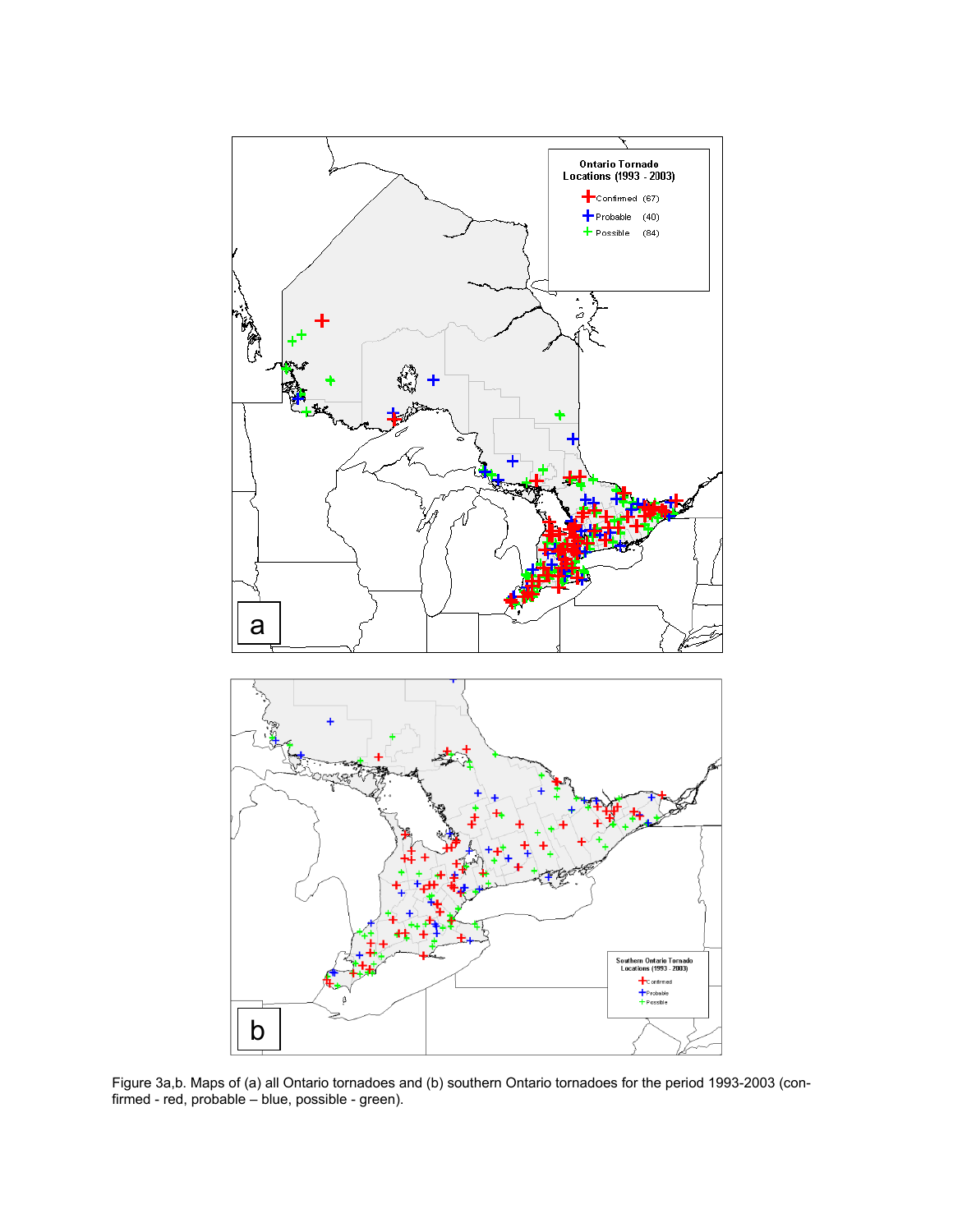Figure 3a,b. Maps of (a) all Ontario tornadoes and (b) southern Ontario tornadoes for the period 1993-2003 (confirmed - red, probable – blue, possible - green).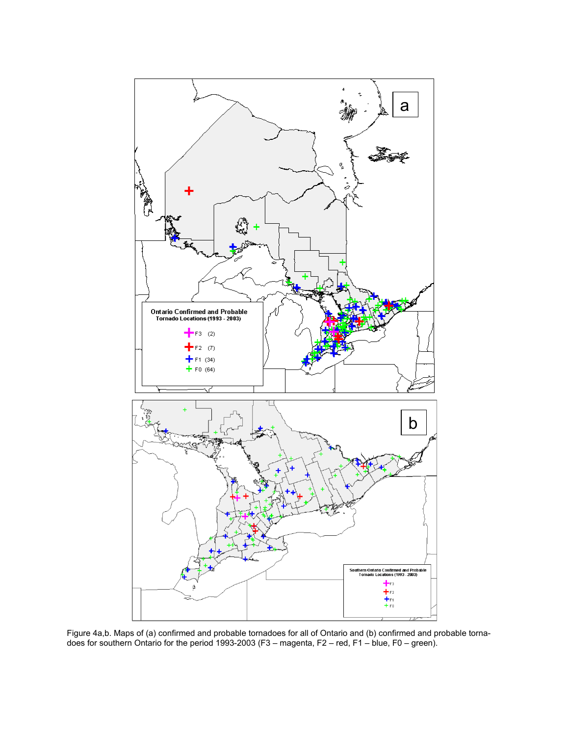Figure 4a,b. Maps of (a) confirmed and probable tornadoes for all of Ontario and (b) confirmed and probable tornadoes for southern Ontario for the period 1993-2003 (F3 – magenta, F2 – red, F1 – blue, F0 – green).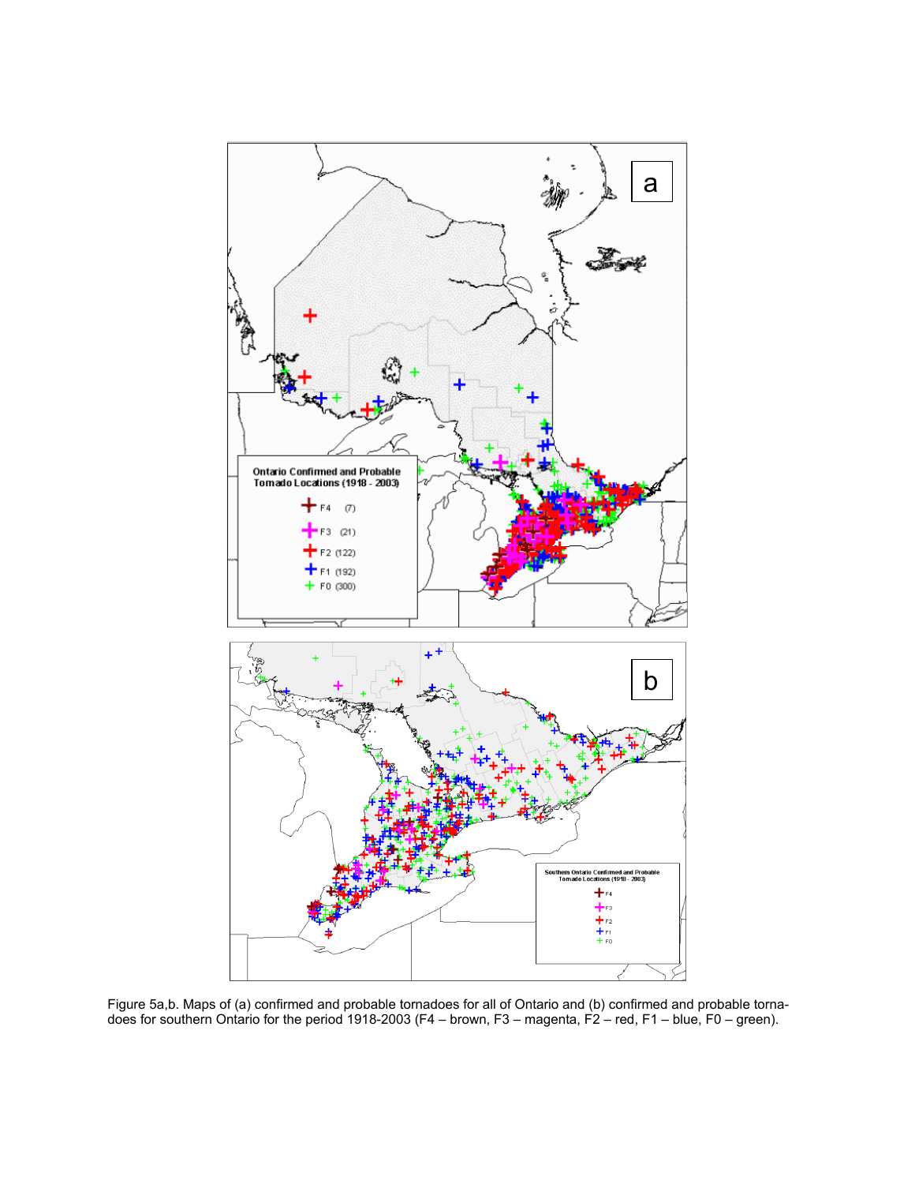Figure 5a,b. Maps of (a) confirmed and probable tornadoes for all of Ontario and (b) confirmed and probable tornadoes for southern Ontario for the period 1918-2003 (F4 – brown, F3 – magenta, F2 – red, F1 – blue, F0 – green).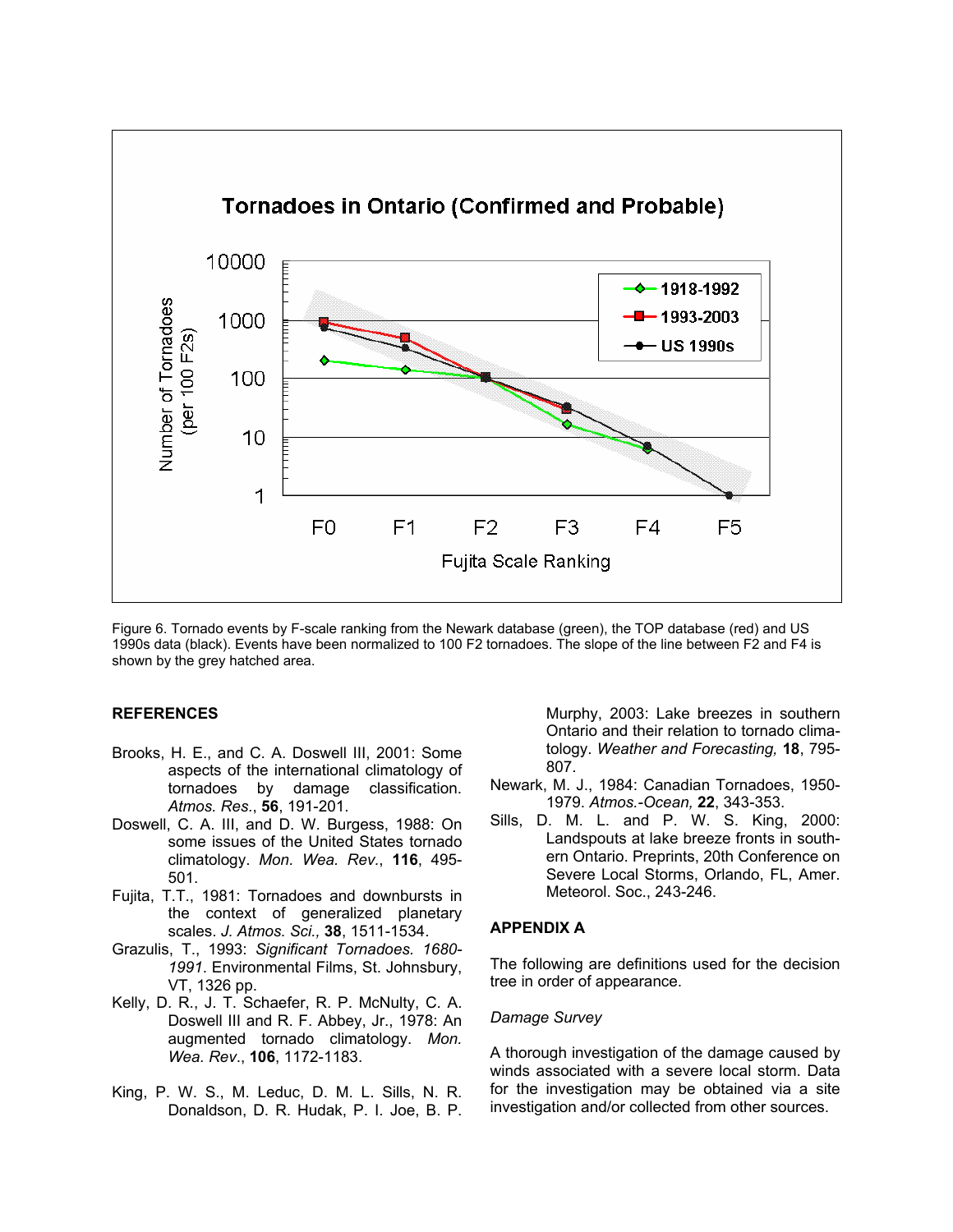Figure 6. Tornado events by F-scale ranking from the Newark database (green), the TOP database (red) and US 1990s data (black). Events have been normalized to 100 F2 tornadoes. The slope of the line between F2 and F4 is shown by the grey hatched area.

## REFERENCES

Brooks, H. E., and C. A. Doswell III, 2001: Some aspects of the international climatology of tornadoes by damage classification. *Atmos. Res.*, **56**, 191-201.

Doswell, C. A. III, and D. W. Burgess, 1988: On some issues of the United States tornado climatology. *Mon. Wea. Rev.*, **116**, 495-501.

Fujita, T.T., 1981: Tornadoes and downbursts in the context of generalized planetary scales. *J. Atmos. Sci.,* **38**, 1511-1534.

Grazulis, T., 1993: *Significant Tornadoes. 1680-1991*. Environmental Films, St. Johnsbury, VT, 1326 pp.

Kelly, D. R., J. T. Schaefer, R. P. McNulty, C. A. Doswell III and R. F. Abbey, Jr., 1978: An augmented tornado climatology. *Mon. Wea. Rev*., **106**, 1172-1183.

King, P. W. S., M. Leduc, D. M. L. Sills, N. R. Donaldson, D. R. Hudak, P. I. Joe, B. P. Murphy, 2003: Lake breezes in southern Ontario and their relation to tornado climatology. *Weather and Forecasting,* **18**, 795-807.

Newark, M. J., 1984: Canadian Tornadoes, 1950-1979. *Atmos.-Ocean,* **22**, 343-353.

Sills, D. M. L. and P. W. S. King, 2000: Landspouts at lake breeze fronts in southern Ontario. Preprints, 20th Conference on Severe Local Storms, Orlando, FL, Amer. Meteorol. Soc., 243-246.

## APPENDIX A

The following are definitions used for the decision tree in order of appearance.

*Damage Survey*

A thorough investigation of the damage caused by winds associated with a severe local storm. Data for the investigation may be obtained via a site investigation and/or collected from other sources.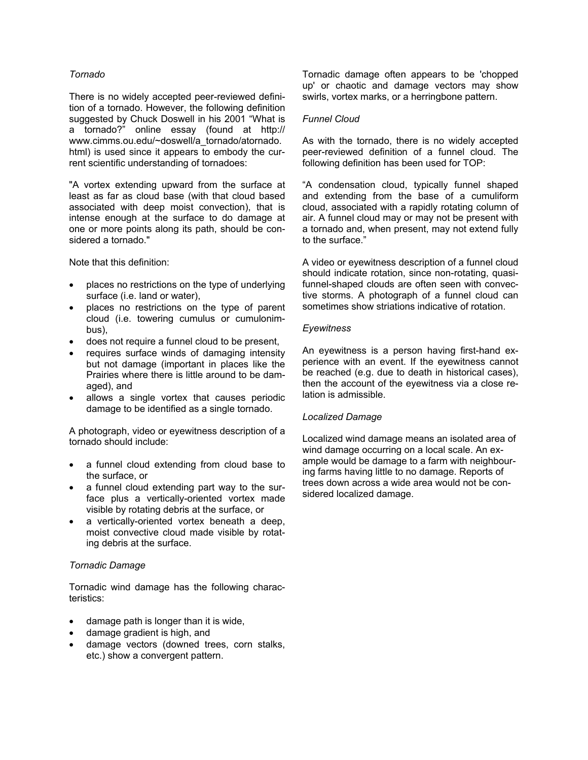*Tornado*

There is no widely accepted peer-reviewed definition of a tornado. However, the following definition suggested by Chuck Doswell in his 2001 “What is a tornado?” online essay (found at http://www.cimms.ou.edu/~doswell/a_tornado/atornado.html) is used since it appears to embody the current scientific understanding of tornadoes:

"A vortex extending upward from the surface at least as far as cloud base (with that cloud based associated with deep moist convection), that is intense enough at the surface to do damage at one or more points along its path, should be considered a tornado."

Note that this definition:

- places no restrictions on the type of underlying surface (i.e. land or water),
- places no restrictions on the type of parent cloud (i.e. towering cumulus or cumulonimbus),
- does not require a funnel cloud to be present,
- requires surface winds of damaging intensity but not damage (important in places like the Prairies where there is little around to be damaged), and
- allows a single vortex that causes periodic damage to be identified as a single tornado.

A photograph, video or eyewitness description of a tornado should include:

- a funnel cloud extending from cloud base to the surface, or
- a funnel cloud extending part way to the surface plus a vertically-oriented vortex made visible by rotating debris at the surface, or
- a vertically-oriented vortex beneath a deep, moist convective cloud made visible by rotating debris at the surface.

*Tornadic Damage*

Tornadic wind damage has the following characteristics:

- damage path is longer than it is wide,
- damage gradient is high, and
- damage vectors (downed trees, corn stalks, etc.) show a convergent pattern.

Tornadic damage often appears to be 'chopped up' or chaotic and damage vectors may show swirls, vortex marks, or a herringbone pattern.

*Funnel Cloud*

As with the tornado, there is no widely accepted peer-reviewed definition of a funnel cloud. The following definition has been used for TOP:

“A condensation cloud, typically funnel shaped and extending from the base of a cumuliform cloud, associated with a rapidly rotating column of air. A funnel cloud may or may not be present with a tornado and, when present, may not extend fully to the surface.”

A video or eyewitness description of a funnel cloud should indicate rotation, since non-rotating, quasi-funnel-shaped clouds are often seen with convective storms. A photograph of a funnel cloud can sometimes show striations indicative of rotation.

*Eyewitness*

An eyewitness is a person having first-hand experience with an event. If the eyewitness cannot be reached (e.g. due to death in historical cases), then the account of the eyewitness via a close relation is admissible.

*Localized Damage*

Localized wind damage means an isolated area of wind damage occurring on a local scale. An example would be damage to a farm with neighbouring farms having little to no damage. Reports of trees down across a wide area would not be considered localized damage.